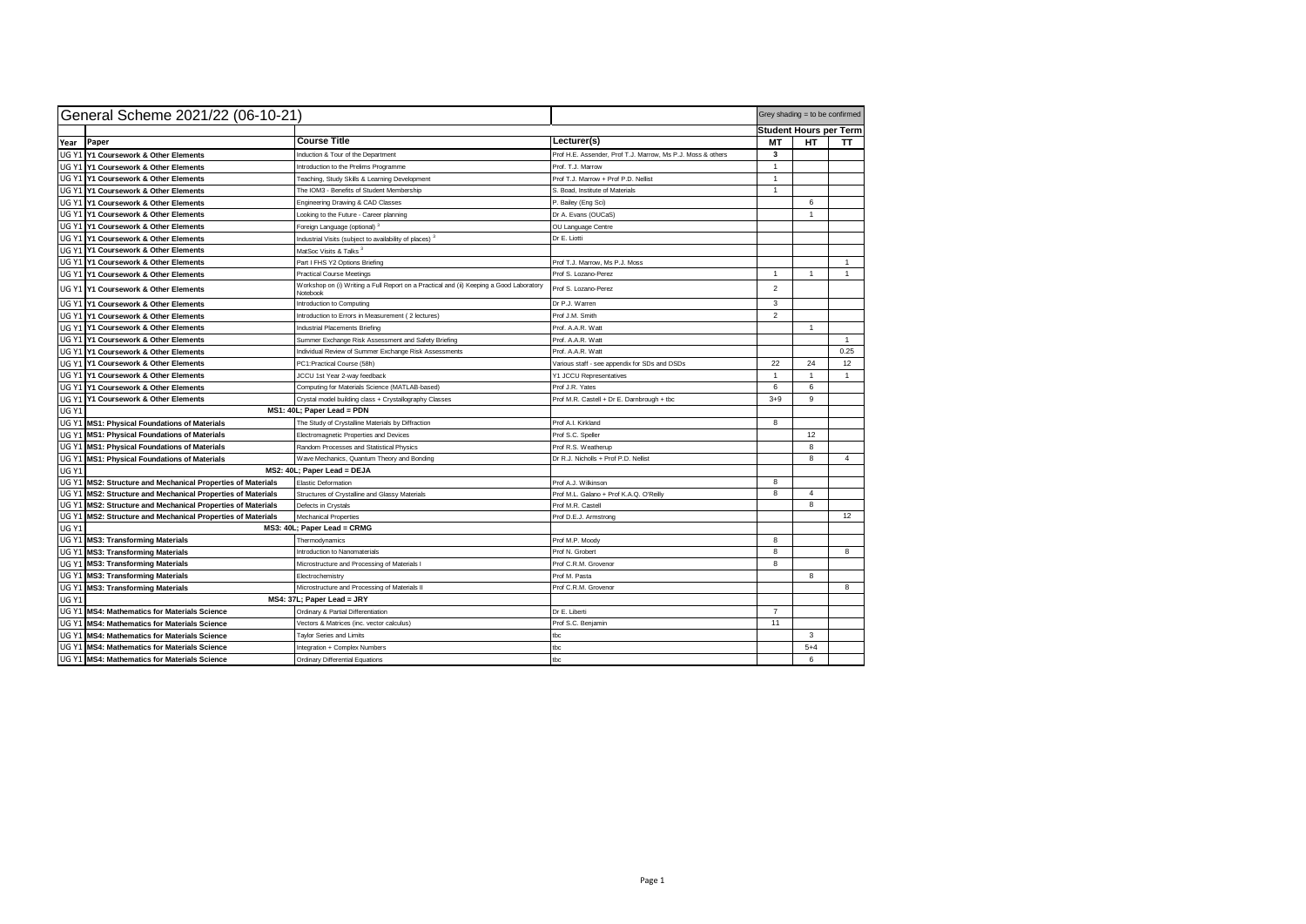| General Scheme 2021/22 (06-10-21) | | | | Grey shading = to be confirmed | | |
|---|---|---|---|---|---|---|
| | | | | Student Hours per Term | | |
| Year | Paper | Course Title | Lecturer(s) | MT | HT | TT |
| UG Y1 | Y1 Coursework & Other Elements | Induction & Tour of the Department | Prof H.E. Assender, Prof T.J. Marrow, Ms P.J. Moss & others | 3 | | |
| UG Y1 | Y1 Coursework & Other Elements | Introduction to the Prelims Programme | Prof. T.J. Marrow | 1 | | |
| UG Y1 | Y1 Coursework & Other Elements | Teaching, Study Skills & Learning Development | Prof T.J. Marrow + Prof P.D. Nellist | 1 | | |
| UG Y1 | Y1 Coursework & Other Elements | The IOM3 - Benefits of Student Membership | S. Boad, Institute of Materials | 1 | | |
| UG Y1 | Y1 Coursework & Other Elements | Engineering Drawing & CAD Classes | P. Bailey (Eng Sci) | | 6 | |
| UG Y1 | Y1 Coursework & Other Elements | Looking to the Future - Career planning | Dr A. Evans (OUCaS) | | 1 | |
| UG Y1 | Y1 Coursework & Other Elements | Foreign Language (optional) [3] | OU Language Centre | | | |
| UG Y1 | Y1 Coursework & Other Elements | Industrial Visits (subject to availability of places) [3] | Dr E. Liotti | | | |
| UG Y1 | Y1 Coursework & Other Elements | MatSoc Visits & Talks [3] | | | | |
| UG Y1 | Y1 Coursework & Other Elements | Part I FHS Y2 Options Briefing | Prof T.J. Marrow, Ms P.J. Moss | | | 1 |
| UG Y1 | Y1 Coursework & Other Elements | Practical Course Meetings | Prof S. Lozano-Perez | 1 | 1 | 1 |
| UG Y1 | Y1 Coursework & Other Elements | Workshop on (i) Writing a Full Report on a Practical and (ii) Keeping a Good Laboratory Notebook | Prof S. Lozano-Perez | 2 | | |
| UG Y1 | Y1 Coursework & Other Elements | Introduction to Computing | Dr P.J. Warren | 3 | | |
| UG Y1 | Y1 Coursework & Other Elements | Introduction to Errors in Measurement ( 2 lectures) | Prof J.M. Smith | 2 | | |
| UG Y1 | Y1 Coursework & Other Elements | Industrial Placements Briefing | Prof. A.A.R. Watt | | 1 | |
| UG Y1 | Y1 Coursework & Other Elements | Summer Exchange Risk Assessment and Safety Briefing | Prof. A.A.R. Watt | | | 1 |
| UG Y1 | Y1 Coursework & Other Elements | Individual Review of Summer Exchange Risk Assessments | Prof. A.A.R. Watt | | | 0.25 |
| UG Y1 | Y1 Coursework & Other Elements | PC1:Practical Course (58h) | Various staff - see appendix for SDs and DSDs | 22 | 24 | 12 |
| UG Y1 | Y1 Coursework & Other Elements | JCCU 1st Year 2-way feedback | Y1 JCCU Representatives | 1 | 1 | 1 |
| UG Y1 | Y1 Coursework & Other Elements | Computing for Materials Science (MATLAB-based) | Prof J.R. Yates | 6 | 6 | |
| UG Y1 | Y1 Coursework & Other Elements | Crystal model building class + Crystallography Classes | Prof M.R. Castell + Dr E. Darnbrough + tbc | 3+9 | 9 | |
| UG Y1 | | MS1: 40L; Paper Lead = PDN | | | | |
| UG Y1 | MS1: Physical Foundations of Materials | The Study of Crystalline Materials by Diffraction | Prof A.I. Kirkland | 8 | | |
| UG Y1 | MS1: Physical Foundations of Materials | Electromagnetic Properties and Devices | Prof S.C. Speller | | 12 | |
| UG Y1 | MS1: Physical Foundations of Materials | Random Processes and Statistical Physics | Prof R.S. Weatherup | | 8 | |
| UG Y1 | MS1: Physical Foundations of Materials | Wave Mechanics, Quantum Theory and Bonding | Dr R.J. Nicholls + Prof P.D. Nellist | | 8 | 4 |
| UG Y1 | | MS2: 40L; Paper Lead = DEJA | | | | |
| UG Y1 | MS2: Structure and Mechanical Properties of Materials | Elastic Deformation | Prof A.J. Wilkinson | 8 | | |
| UG Y1 | MS2: Structure and Mechanical Properties of Materials | Structures of Crystalline and Glassy Materials | Prof M.L. Galano + Prof K.A.Q. O'Reilly | 8 | 4 | |
| UG Y1 | MS2: Structure and Mechanical Properties of Materials | Defects in Crystals | Prof M.R. Castell | | 8 | |
| UG Y1 | MS2: Structure and Mechanical Properties of Materials | Mechanical Properties | Prof D.E.J. Armstrong | | | 12 |
| UG Y1 | | MS3: 40L; Paper Lead = CRMG | | | | |
| UG Y1 | MS3: Transforming Materials | Thermodynamics | Prof M.P. Moody | 8 | | |
| UG Y1 | MS3: Transforming Materials | Introduction to Nanomaterials | Prof N. Grobert | 8 | | 8 |
| UG Y1 | MS3: Transforming Materials | Microstructure and Processing of Materials I | Prof C.R.M. Grovenor | 8 | | |
| UG Y1 | MS3: Transforming Materials | Electrochemistry | Prof M. Pasta | | 8 | |
| UG Y1 | MS3: Transforming Materials | Microstructure and Processing of Materials II | Prof C.R.M. Grovenor | | | 8 |
| UG Y1 | | MS4: 37L; Paper Lead = JRY | | | | |
| UG Y1 | MS4: Mathematics for Materials Science | Ordinary & Partial Differentiation | Dr E. Liberti | 7 | | |
| UG Y1 | MS4: Mathematics for Materials Science | Vectors & Matrices (inc. vector calculus) | Prof S.C. Benjamin | 11 | | |
| UG Y1 | MS4: Mathematics for Materials Science | Taylor Series and Limits | tbc | | 3 | |
| UG Y1 | MS4: Mathematics for Materials Science | Integration + Complex Numbers | tbc | | 5+4 | |
| UG Y1 | MS4: Mathematics for Materials Science | Ordinary Differential Equations | tbc | | 6 | |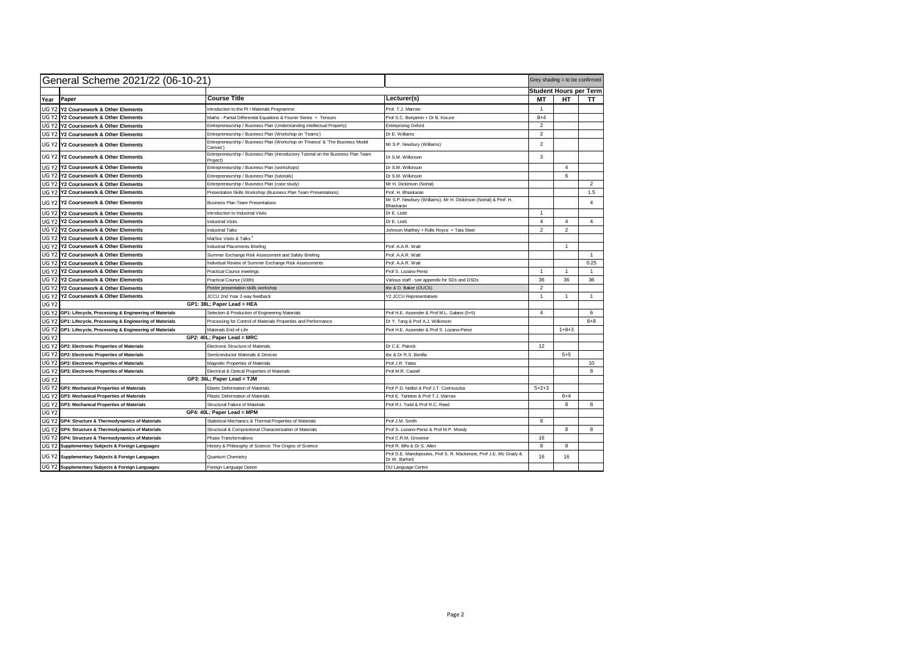| General Scheme 2021/22 (06-10-21) | | | | Grey shading = to be confirmed | | |
|---|---|---|---|---|---|---|
| | | | | Student Hours per Term | | |
| Year | Paper | Course Title | Lecturer(s) | MT | HT | TT |
| UG Y2 | Y2 Coursework & Other Elements | Introduction to the Pt I Materials Programme | Prof. T.J. Marrow | 1 | | |
| UG Y2 | Y2 Coursework & Other Elements | Maths - Partial Differential Equations & Fourier Series + Tensors | Prof S.C. Benjamin + Dr B. Koczor | 8+4 | | |
| UG Y2 | Y2 Coursework & Other Elements | Entrepreneurship / Business Plan (Understanding Intellectual Property) | Enterprising Oxford | 2 | | |
| UG Y2 | Y2 Coursework & Other Elements | Entrepreneurship / Business Plan (Workshop on 'Teams') | Dr E. Williams | 2 | | |
| UG Y2 | Y2 Coursework & Other Elements | Entrepreneurship / Business Plan (Workshop on 'Finance' & 'The Business Model Canvas') | Mr S.P. Newbury (Williams) | 2 | | |
| UG Y2 | Y2 Coursework & Other Elements | Entrepreneurship / Business Plan (Introductory Tutorial on the Business Plan Team Project) | Dr S.M. Wilkinson | 3 | | |
| UG Y2 | Y2 Coursework & Other Elements | Entrepreneurship / Business Plan (workshops) | Dr S.M. Wilkinson | | 4 | |
| UG Y2 | Y2 Coursework & Other Elements | Entrepreneurship / Business Plan (tutorials) | Dr S.M. Wilkinson | | 6 | |
| UG Y2 | Y2 Coursework & Other Elements | Entrepreneurship / Business Plan (case study) | Mr H. Dickinson (Nortal) | | | 2 |
| UG Y2 | Y2 Coursework & Other Elements | Presentation Skills Workshop (Business Plan Team Presentations) | Prof. H. Bhaskaran | | | 1.5 |
| UG Y2 | Y2 Coursework & Other Elements | Business Plan Team Presentations | Mr S.P. Newbury (Williams), Mr H. Dickinson (Nortal) & Prof. H. Bhaskaran | | | 4 |
| UG Y2 | Y2 Coursework & Other Elements | Introduction to Industrial Visits | Dr E. Liotti | 1 | | |
| UG Y2 | Y2 Coursework & Other Elements | Industrial Visits | Dr E. Liotti | 4 | 4 | 4 |
| UG Y2 | Y2 Coursework & Other Elements | Industrial Talks | Johnson Matthey + Rolls Royce + Tata Steel | 2 | 2 | |
| UG Y2 | Y2 Coursework & Other Elements | MatSoc Visits & Talks [3] | | | | |
| UG Y2 | Y2 Coursework & Other Elements | Industrial Placements Briefing | Prof. A.A.R. Watt | | 1 | |
| UG Y2 | Y2 Coursework & Other Elements | Summer Exchange Risk Assessment and Safety Briefing | Prof. A.A.R. Watt | | | 1 |
| UG Y2 | Y2 Coursework & Other Elements | Individual Review of Summer Exchange Risk Assessments | Prof. A.A.R. Watt | | | 0.25 |
| UG Y2 | Y2 Coursework & Other Elements | Practical Course meetings | Prof S. Lozano-Perez | 1 | 1 | 1 |
| UG Y2 | Y2 Coursework & Other Elements | Practical Course (108h) | Various staff - see appendix for SDs and DSDs | 36 | 36 | 36 |
| UG Y2 | Y2 Coursework & Other Elements | Poster presentation skills workshop | tbc & D. Baker (OUCS) | 2 | | |
| UG Y2 | Y2 Coursework & Other Elements | JCCU 2nd Year 2-way feedback | Y2 JCCU Representatives | 1 | 1 | 1 |
| UG Y2 | | GP1: 38L; Paper Lead = HEA | | | | |
| UG Y2 | GP1: Lifecycle, Processing & Engineering of Materials | Selection & Production of Engineering Materials | Prof H.E. Assender & Prof M.L. Galano (5+5) | 4 | | 6 |
| UG Y2 | GP1: Lifecycle, Processing & Engineering of Materials | Processing for Control of Materials Properties and Performance | Dr Y. Tang & Prof A.J. Wilkinson | | | 8+8 |
| UG Y2 | GP1: Lifecycle, Processing & Engineering of Materials | Materials End-of-Life | Prof H.E. Assender & Prof S. Lozano-Perez | | 1+8+3 | |
| UG Y2 | | GP2: 40L; Paper Lead = MRC | | | | |
| UG Y2 | GP2: Electronic Properties of Materials | Electronic Structure of Materials | Dr C.E. Patrick | 12 | | |
| UG Y2 | GP2: Electronic Properties of Materials | Semiconductor Materials & Devices | tbc & Dr R.S. Bonilla | | 5+5 | |
| UG Y2 | GP2: Electronic Properties of Materials | Magnetic Properties of Materials | Prof J.R. Yates | | | 10 |
| UG Y2 | GP2: Electronic Properties of Materials | Electrical & Optical Properties of Materials | Prof M.R. Castell | | | 8 |
| UG Y2 | | GP3: 36L; Paper Lead = TJM | | | | |
| UG Y2 | GP3: Mechanical Properties of Materials | Elastic Deformation of Materials | Prof P.D. Nellist & Prof J.T. Czernuszka | 5+2+3 | | |
| UG Y2 | GP3: Mechanical Properties of Materials | Plastic Deformation of Materials | Prof E. Tarleton & Prof T.J. Marrow | | 6+4 | |
| UG Y2 | GP3: Mechanical Properties of Materials | Structural Failure of Materials | Prof R.I. Todd & Prof R.C. Reed | | 8 | 8 |
| UG Y2 | | GP4: 40L; Paper Lead = MPM | | | | |
| UG Y2 | GP4: Structure & Thermodynamics of Materials | Statistical Mechanics & Thermal Properties of Materials | Prof J.M. Smith | 8 | | |
| UG Y2 | GP4: Structure & Thermodynamics of Materials | Structural & Compositional Characterisation of Materials | Prof S. Lozano-Perez & Prof M.P. Moody | | 8 | 8 |
| UG Y2 | GP4: Structure & Thermodynamics of Materials | Phase Transformations | Prof C.R.M. Grovenor | 16 | | |
| UG Y2 | Supplementary Subjects & Foreign Languages | History & Philosophy of Science: The Origins of Science | Prof R. Iliffe & Dr S. Allen | 8 | 8 | |
| UG Y2 | Supplementary Subjects & Foreign Languages | Quantum Chemistry | Prof D.E. Manolopoulos, Prof S. R. Mackenzie, Prof J.E. Mc Grady & Dr W. Barford | 16 | 16 | |
| UG Y2 | Supplementary Subjects & Foreign Languages | Foreign Language Option | OU Language Centre | | | |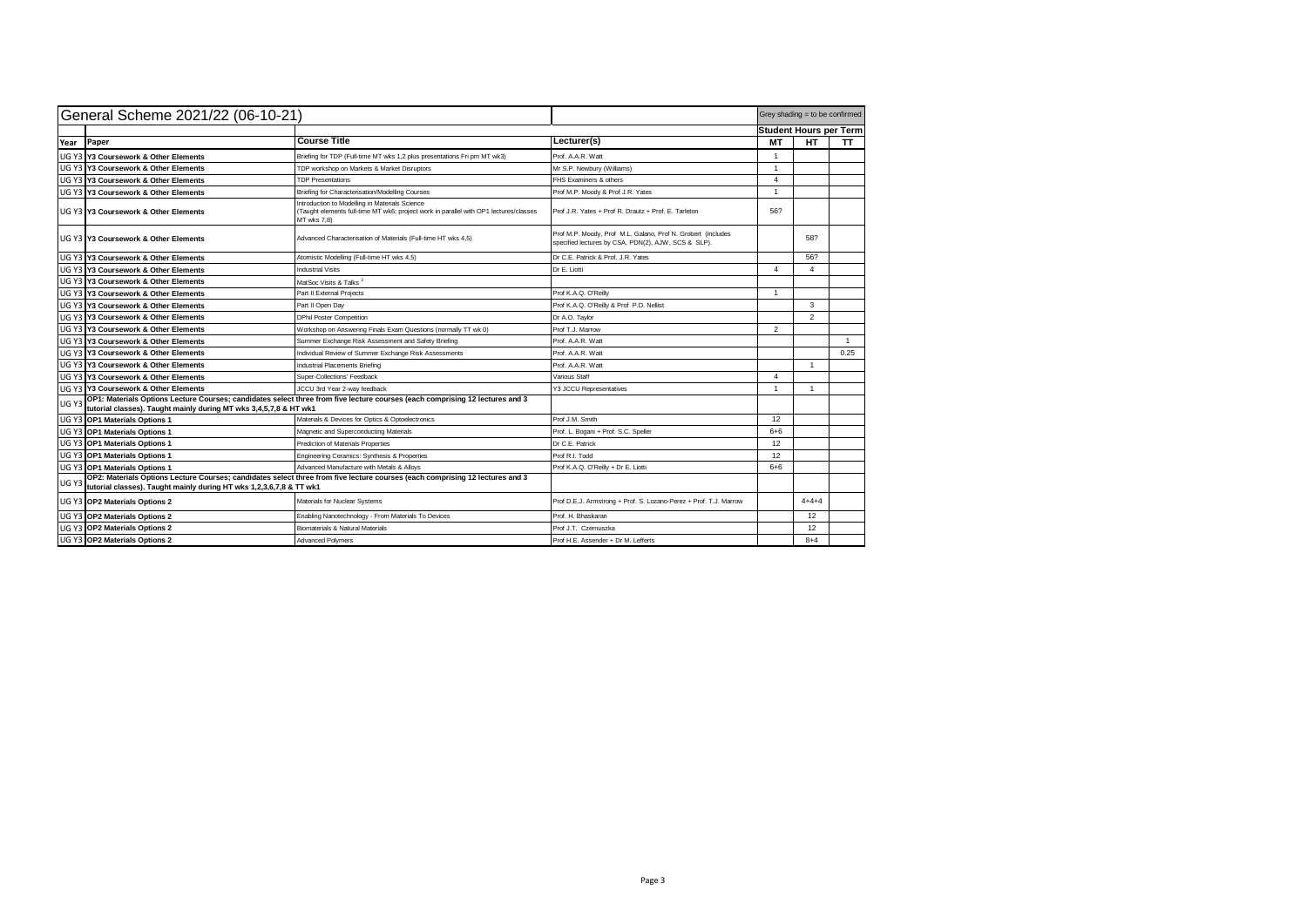| General Scheme 2021/22 (06-10-21) | | | | Grey shading = to be confirmed | | |
|---|---|---|---|---|---|---|
| | | | | **Student Hours per Term** | | |
| **Year** | **Paper** | **Course Title** | **Lecturer(s)** | **MT** | **HT** | **TT** |
| UG Y3 | **Y3 Coursework & Other Elements** | Briefing for TDP (Full-time MT wks 1,2 plus presentations Fri pm MT wk3) | Prof. A.A.R. Watt | 1 | | |
| UG Y3 | **Y3 Coursework & Other Elements** | TDP workshop on Markets & Market Disruptors | Mr S.P. Newbury (Williams) | 1 | | |
| UG Y3 | **Y3 Coursework & Other Elements** | TDP Presentations | FHS Examiners & others | 4 | | |
| UG Y3 | **Y3 Coursework & Other Elements** | Briefing for Characterisation/Modelling Courses | Prof M.P. Moody & Prof J.R. Yates | 1 | | |
| UG Y3 | **Y3 Coursework & Other Elements** | Introduction to Modelling in Materials Science (Taught elements full-time MT wk6; project work in parallel with OP1 lectures/classes MT wks 7,8) | Prof J.R. Yates + Prof R. Drautz + Prof. E. Tarleton | 56? | | |
| UG Y3 | **Y3 Coursework & Other Elements** | Advanced Characterisation of Materials (Full-time HT wks 4,5) | Prof M.P. Moody, Prof M.L. Galano, Prof N. Grobert (includes specified lectures by CSA, PDN(2), AJW, SCS & SLP). | | 58? | |
| UG Y3 | **Y3 Coursework & Other Elements** | Atomistic Modelling (Full-time HT wks 4,5) | Dr C.E. Patrick & Prof. J.R. Yates | | 56? | |
| UG Y3 | **Y3 Coursework & Other Elements** | Industrial Visits | Dr E. Liotti | 4 | 4 | |
| UG Y3 | **Y3 Coursework & Other Elements** | MatSoc Visits & Talks [3] | | | | |
| UG Y3 | **Y3 Coursework & Other Elements** | Part II External Projects | Prof K.A.Q. O'Reilly | 1 | | |
| UG Y3 | **Y3 Coursework & Other Elements** | Part II Open Day | Prof K.A.Q. O'Reilly & Prof P.D. Nellist | | 3 | |
| UG Y3 | **Y3 Coursework & Other Elements** | DPhil Poster Competition | Dr A.O. Taylor | | 2 | |
| UG Y3 | **Y3 Coursework & Other Elements** | Workshop on Answering Finals Exam Questions (normally TT wk 0) | Prof T.J. Marrow | 2 | | |
| UG Y3 | **Y3 Coursework & Other Elements** | Summer Exchange Risk Assessment and Safety Briefing | Prof. A.A.R. Watt | | | 1 |
| UG Y3 | **Y3 Coursework & Other Elements** | Individual Review of Summer Exchange Risk Assessments | Prof. A.A.R. Watt | | | 0.25 |
| UG Y3 | **Y3 Coursework & Other Elements** | Industrial Placements Briefing | Prof. A.A.R. Watt | | 1 | |
| UG Y3 | **Y3 Coursework & Other Elements** | Super-Collections' Feedback | Various Staff | 4 | | |
| UG Y3 | **Y3 Coursework & Other Elements** | JCCU 3rd Year 2-way feedback | Y3 JCCU Representatives | 1 | 1 | |
| UG Y3 | **OP1: Materials Options Lecture Courses; candidates select three from five lecture courses (each comprising 12 lectures and 3 tutorial classes). Taught mainly during MT wks 3,4,5,7,8 & HT wk1** | | | | | |
| UG Y3 | **OP1 Materials Options 1** | Materials & Devices for Optics & Optoelectronics | Prof J.M. Smith | 12 | | |
| UG Y3 | **OP1 Materials Options 1** | Magnetic and Superconducting Materials | Prof. L. Bogani + Prof. S.C. Speller | 6+6 | | |
| UG Y3 | **OP1 Materials Options 1** | Prediction of Materials Properties | Dr C.E. Patrick | 12 | | |
| UG Y3 | **OP1 Materials Options 1** | Engineering Ceramics: Synthesis & Properties | Prof R.I. Todd | 12 | | |
| UG Y3 | **OP1 Materials Options 1** | Advanced Manufacture with Metals & Alloys | Prof K.A.Q. O'Reilly + Dr E. Liotti | 6+6 | | |
| UG Y3 | **OP2: Materials Options Lecture Courses; candidates select three from five lecture courses (each comprising 12 lectures and 3 tutorial classes). Taught mainly during HT wks 1,2,3,6,7,8 & TT wk1** | | | | | |
| UG Y3 | **OP2 Materials Options 2** | Materials for Nuclear Systems | Prof D.E.J. Armstrong + Prof. S. Lozano-Perez + Prof. T.J. Marrow | | 4+4+4 | |
| UG Y3 | **OP2 Materials Options 2** | Enabling Nanotechnology - From Materials To Devices | Prof. H. Bhaskaran | | 12 | |
| UG Y3 | **OP2 Materials Options 2** | Biomaterials & Natural Materials | Prof J.T. Czernuszka | | 12 | |
| UG Y3 | **OP2 Materials Options 2** | Advanced Polymers | Prof H.E. Assender + Dr M. Lefferts | | 8+4 | |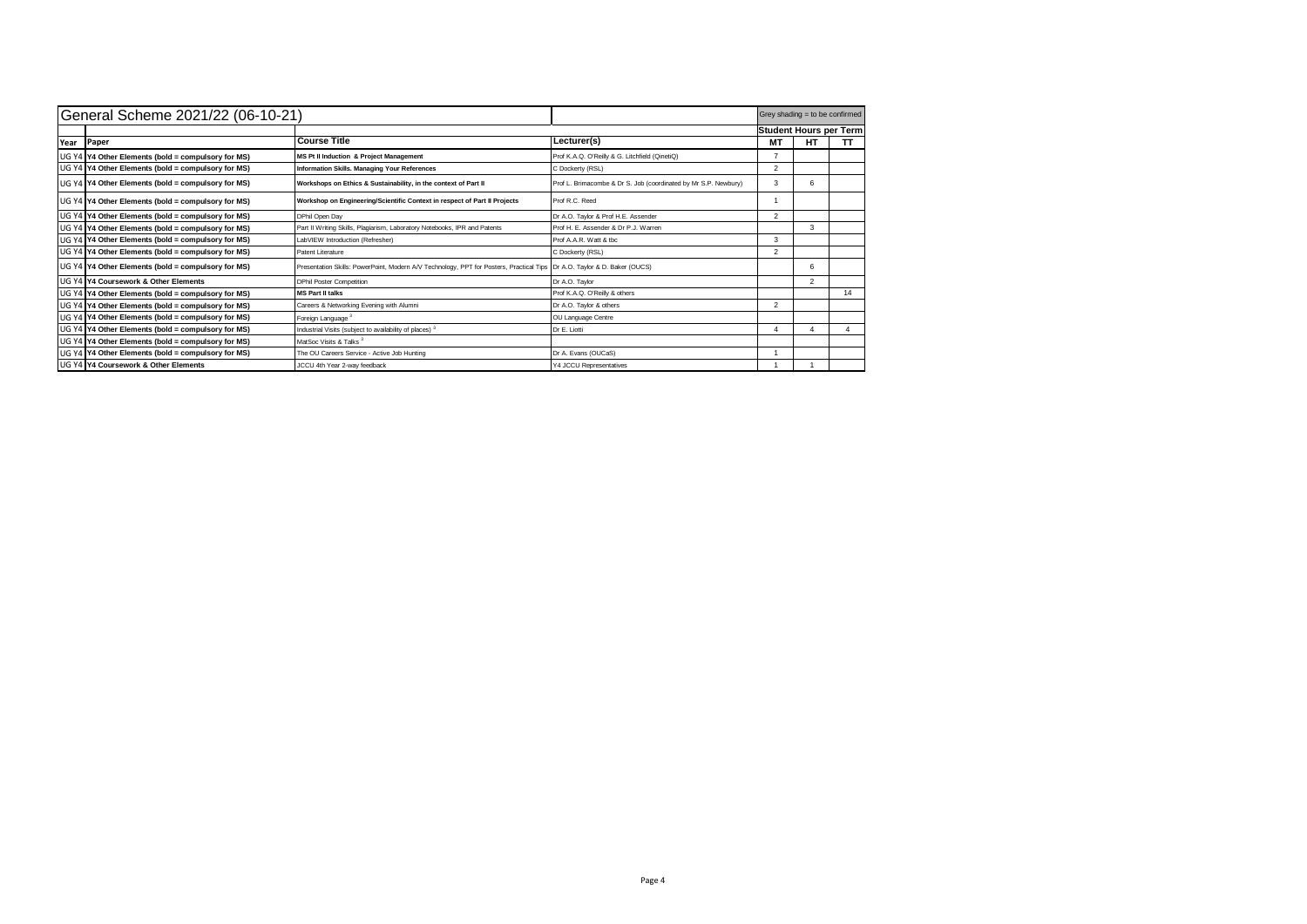| General Scheme 2021/22 (06-10-21) | | | | Grey shading = to be confirmed | | |
|---|---|---|---|---|---|---|
| | | | | Student Hours per Term | | |
| Year | Paper | Course Title | Lecturer(s) | MT | HT | TT |
| UG Y4 | Y4 Other Elements (bold = compulsory for MS) | **MS Pt II Induction & Project Management** | Prof K.A.Q. O'Reilly & G. Litchfield (QinetiQ) | 7 | | |
| UG Y4 | Y4 Other Elements (bold = compulsory for MS) | **Information Skills. Managing Your References** | C Dockerty (RSL) | 2 | | |
| UG Y4 | Y4 Other Elements (bold = compulsory for MS) | **Workshops on Ethics & Sustainability, in the context of Part II** | Prof L. Brimacombe & Dr S. Job (coordinated by Mr S.P. Newbury) | 3 | 6 | |
| UG Y4 | Y4 Other Elements (bold = compulsory for MS) | **Workshop on Engineering/Scientific Context in respect of Part II Projects** | Prof R.C. Reed | 1 | | |
| UG Y4 | Y4 Other Elements (bold = compulsory for MS) | DPhil Open Day | Dr A.O. Taylor & Prof H.E. Assender | 2 | | |
| UG Y4 | Y4 Other Elements (bold = compulsory for MS) | Part II Writing Skills, Plagiarism, Laboratory Notebooks, IPR and Patents | Prof H. E. Assender & Dr P.J. Warren | | 3 | |
| UG Y4 | Y4 Other Elements (bold = compulsory for MS) | LabVIEW Introduction (Refresher) | Prof A.A.R. Watt & tbc | 3 | | |
| UG Y4 | Y4 Other Elements (bold = compulsory for MS) | Patent Literature | C Dockerty (RSL) | 2 | | |
| UG Y4 | Y4 Other Elements (bold = compulsory for MS) | Presentation Skills: PowerPoint, Modern A/V Technology, PPT for Posters, Practical Tips | Dr A.O. Taylor & D. Baker (OUCS) | | 6 | |
| UG Y4 | Y4 Coursework & Other Elements | DPhil Poster Competition | Dr A.O. Taylor | | 2 | |
| UG Y4 | Y4 Other Elements (bold = compulsory for MS) | **MS Part II talks** | Prof K.A.Q. O'Reilly & others | | | 14 |
| UG Y4 | Y4 Other Elements (bold = compulsory for MS) | Careers & Networking Evening with Alumni | Dr A.O. Taylor & others | 2 | | |
| UG Y4 | Y4 Other Elements (bold = compulsory for MS) | Foreign Language [3] | OU Language Centre | | | |
| UG Y4 | Y4 Other Elements (bold = compulsory for MS) | Industrial Visits (subject to availability of places) [3] | Dr E. Liotti | 4 | 4 | 4 |
| UG Y4 | Y4 Other Elements (bold = compulsory for MS) | MatSoc Visits & Talks [3] | | | | |
| UG Y4 | Y4 Other Elements (bold = compulsory for MS) | The OU Careers Service - Active Job Hunting | Dr A. Evans (OUCaS) | 1 | | |
| UG Y4 | Y4 Coursework & Other Elements | JCCU 4th Year 2-way feedback | Y4 JCCU Representatives | 1 | 1 | |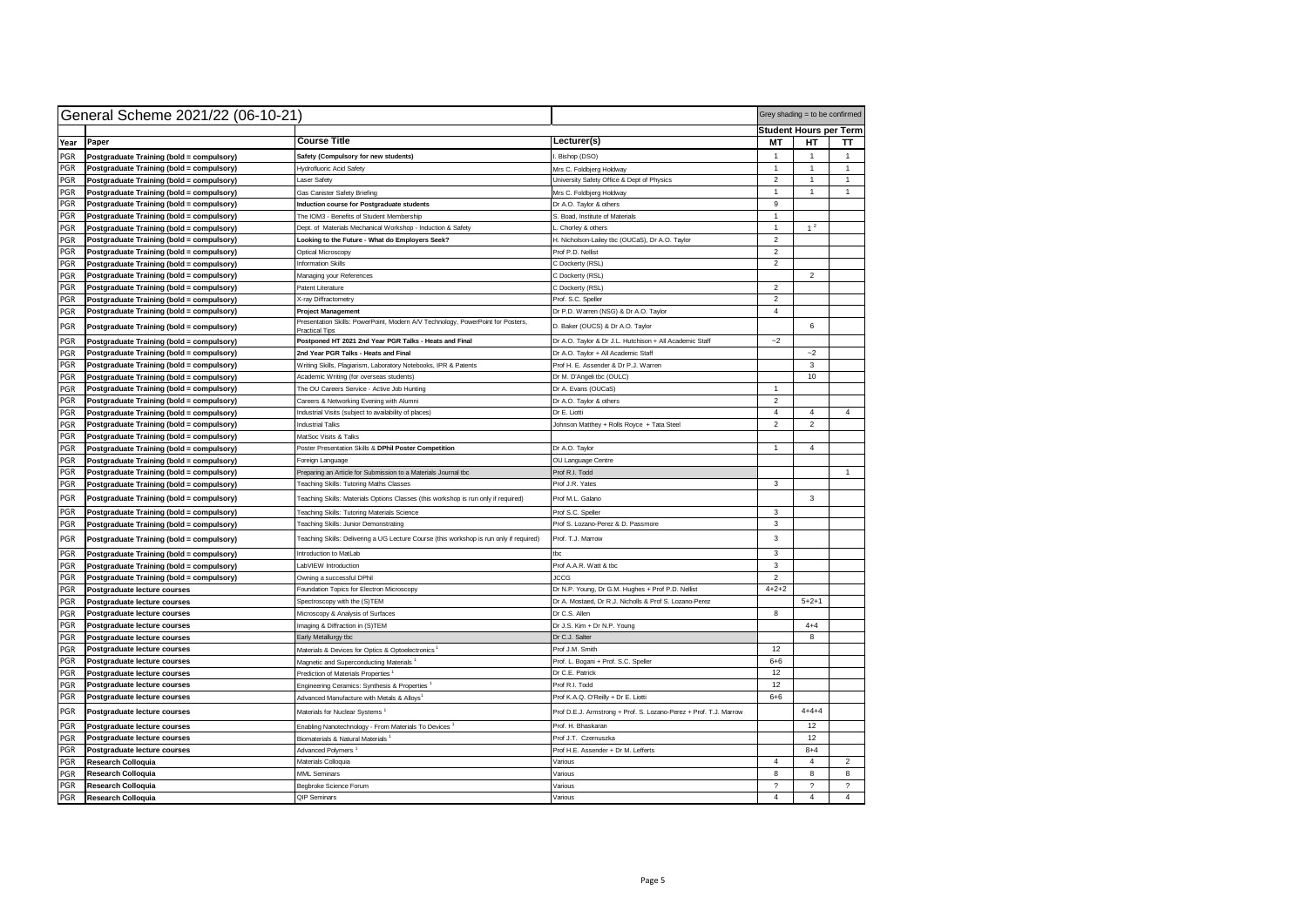| General Scheme 2021/22 (06-10-21) | | | | Grey shading = to be confirmed | | |
|---|---|---|---|---|---|---|
| | | | | **Student Hours per Term** | | |
| **Year** | **Paper** | **Course Title** | **Lecturer(s)** | **MT** | **HT** | **TT** |
| PGR | **Postgraduate Training (bold = compulsory)** | **Safety (Compulsory for new students)** | I. Bishop (DSO) | 1 | 1 | 1 |
| PGR | **Postgraduate Training (bold = compulsory)** | Hydrofluoric Acid Safety | Mrs C. Foldbjerg Holdway | 1 | 1 | 1 |
| PGR | **Postgraduate Training (bold = compulsory)** | Laser Safety | University Safety Office & Dept of Physics | 2 | 1 | 1 |
| PGR | **Postgraduate Training (bold = compulsory)** | Gas Canister Safety Briefing | Mrs C. Foldbjerg Holdway | 1 | 1 | 1 |
| PGR | **Postgraduate Training (bold = compulsory)** | **Induction course for Postgraduate students** | Dr A.O. Taylor & others | 9 | | |
| PGR | **Postgraduate Training (bold = compulsory)** | The IOM3 - Benefits of Student Membership | S. Boad, Institute of Materials | 1 | | |
| PGR | **Postgraduate Training (bold = compulsory)** | Dept. of Materials Mechanical Workshop - Induction & Safety | L. Chorley & others | 1 | 1 [2] | |
| PGR | **Postgraduate Training (bold = compulsory)** | **Looking to the Future - What do Employers Seek?** | H. Nicholson-Lailey tbc (OUCaS), Dr A.O. Taylor | 2 | | |
| PGR | **Postgraduate Training (bold = compulsory)** | Optical Microscopy | Prof P.D. Nellist | 2 | | |
| PGR | **Postgraduate Training (bold = compulsory)** | Information Skills | C Dockerty (RSL) | 2 | | |
| PGR | **Postgraduate Training (bold = compulsory)** | Managing your References | C Dockerty (RSL) | | 2 | |
| PGR | **Postgraduate Training (bold = compulsory)** | Patent Literature | C Dockerty (RSL) | 2 | | |
| PGR | **Postgraduate Training (bold = compulsory)** | X-ray Diffractometry | Prof. S.C. Speller | 2 | | |
| PGR | **Postgraduate Training (bold = compulsory)** | **Project Management** | Dr P.D. Warren (NSG) & Dr A.O. Taylor | 4 | | |
| PGR | **Postgraduate Training (bold = compulsory)** | Presentation Skills: PowerPoint, Modern A/V Technology, PowerPoint for Posters, Practical Tips | D. Baker (OUCS) & Dr A.O. Taylor | | 6 | |
| PGR | **Postgraduate Training (bold = compulsory)** | **Postponed HT 2021 2nd Year PGR Talks - Heats and Final** | Dr A.O. Taylor & Dr J.L. Hutchison + All Academic Staff | ~2 | | |
| PGR | **Postgraduate Training (bold = compulsory)** | **2nd Year PGR Talks - Heats and Final** | Dr A.O. Taylor + All Academic Staff | | ~2 | |
| PGR | **Postgraduate Training (bold = compulsory)** | Writing Skills, Plagiarism, Laboratory Notebooks, IPR & Patents | Prof H. E. Assender & Dr P.J. Warren | | 3 | |
| PGR | **Postgraduate Training (bold = compulsory)** | Academic Writing (for overseas students) | Dr M. D'Angeli tbc (OULC) | | 10 | |
| PGR | **Postgraduate Training (bold = compulsory)** | The OU Careers Service - Active Job Hunting | Dr A. Evans (OUCaS) | 1 | | |
| PGR | **Postgraduate Training (bold = compulsory)** | Careers & Networking Evening with Alumni | Dr A.O. Taylor & others | 2 | | |
| PGR | **Postgraduate Training (bold = compulsory)** | Industrial Visits (subject to availability of places) | Dr E. Liotti | 4 | 4 | 4 |
| PGR | **Postgraduate Training (bold = compulsory)** | Industrial Talks | Johnson Matthey + Rolls Royce + Tata Steel | 2 | 2 | |
| PGR | **Postgraduate Training (bold = compulsory)** | MatSoc Visits & Talks | | | | |
| PGR | **Postgraduate Training (bold = compulsory)** | Poster Presentation Skills & **DPhil Poster Competition** | Dr A.O. Taylor | 1 | 4 | |
| PGR | **Postgraduate Training (bold = compulsory)** | Foreign Language | OU Language Centre | | | |
| PGR | **Postgraduate Training (bold = compulsory)** | Preparing an Article for Submission to a Materials Journal tbc | Prof R.I. Todd | | | 1 |
| PGR | **Postgraduate Training (bold = compulsory)** | Teaching Skills: Tutoring Maths Classes | Prof J.R. Yates | 3 | | |
| PGR | **Postgraduate Training (bold = compulsory)** | Teaching Skills: Materials Options Classes (this workshop is run only if required) | Prof M.L. Galano | | 3 | |
| PGR | **Postgraduate Training (bold = compulsory)** | Teaching Skills: Tutoring Materials Science | Prof S.C. Speller | 3 | | |
| PGR | **Postgraduate Training (bold = compulsory)** | Teaching Skills: Junior Demonstrating | Prof S. Lozano-Perez & D. Passmore | 3 | | |
| PGR | **Postgraduate Training (bold = compulsory)** | Teaching Skills: Delivering a UG Lecture Course (this workshop is run only if required) | Prof. T.J. Marrow | 3 | | |
| PGR | **Postgraduate Training (bold = compulsory)** | Introduction to MatLab | tbc | 3 | | |
| PGR | **Postgraduate Training (bold = compulsory)** | LabVIEW Introduction | Prof A.A.R. Watt & tbc | 3 | | |
| PGR | **Postgraduate Training (bold = compulsory)** | Owning a successful DPhil | JCCG | 2 | | |
| PGR | **Postgraduate lecture courses** | Foundation Topics for Electron Microscopy | Dr N.P. Young, Dr G.M. Hughes + Prof P.D. Nellist | 4+2+2 | | |
| PGR | **Postgraduate lecture courses** | Spectroscopy with the (S)TEM | Dr A. Mostaed, Dr R.J. Nicholls & Prof S. Lozano-Perez | | 5+2+1 | |
| PGR | **Postgraduate lecture courses** | Microscopy & Analysis of Surfaces | Dr C.S. Allen | 8 | | |
| PGR | **Postgraduate lecture courses** | Imaging & Diffraction in (S)TEM | Dr J.S. Kim + Dr N.P. Young | | 4+4 | |
| PGR | **Postgraduate lecture courses** | Early Metallurgy tbc | Dr C.J. Salter | | 8 | |
| PGR | **Postgraduate lecture courses** | Materials & Devices for Optics & Optoelectronics [1] | Prof J.M. Smith | 12 | | |
| PGR | **Postgraduate lecture courses** | Magnetic and Superconducting Materials [1] | Prof. L. Bogani + Prof. S.C. Speller | 6+6 | | |
| PGR | **Postgraduate lecture courses** | Prediction of Materials Properties [1] | Dr C.E. Patrick | 12 | | |
| PGR | **Postgraduate lecture courses** | Engineering Ceramics: Synthesis & Properties [1] | Prof R.I. Todd | 12 | | |
| PGR | **Postgraduate lecture courses** | Advanced Manufacture with Metals & Alloys[1] | Prof K.A.Q. O'Reilly + Dr E. Liotti | 6+6 | | |
| PGR | **Postgraduate lecture courses** | Materials for Nuclear Systems [1] | Prof D.E.J. Armstrong + Prof. S. Lozano-Perez + Prof. T.J. Marrow | | 4+4+4 | |
| PGR | **Postgraduate lecture courses** | Enabling Nanotechnology - From Materials To Devices [1] | Prof. H. Bhaskaran | | 12 | |
| PGR | **Postgraduate lecture courses** | Biomaterials & Natural Materials [1] | Prof J.T. Czernuszka | | 12 | |
| PGR | **Postgraduate lecture courses** | Advanced Polymers [1] | Prof H.E. Assender + Dr M. Lefferts | | 8+4 | |
| PGR | **Research Colloquia** | Materials Colloquia | Various | 4 | 4 | 2 |
| PGR | **Research Colloquia** | MML Seminars | Various | 8 | 8 | 8 |
| PGR | **Research Colloquia** | Begbroke Science Forum | Various | ? | ? | ? |
| PGR | **Research Colloquia** | QIP Seminars | Various | 4 | 4 | 4 |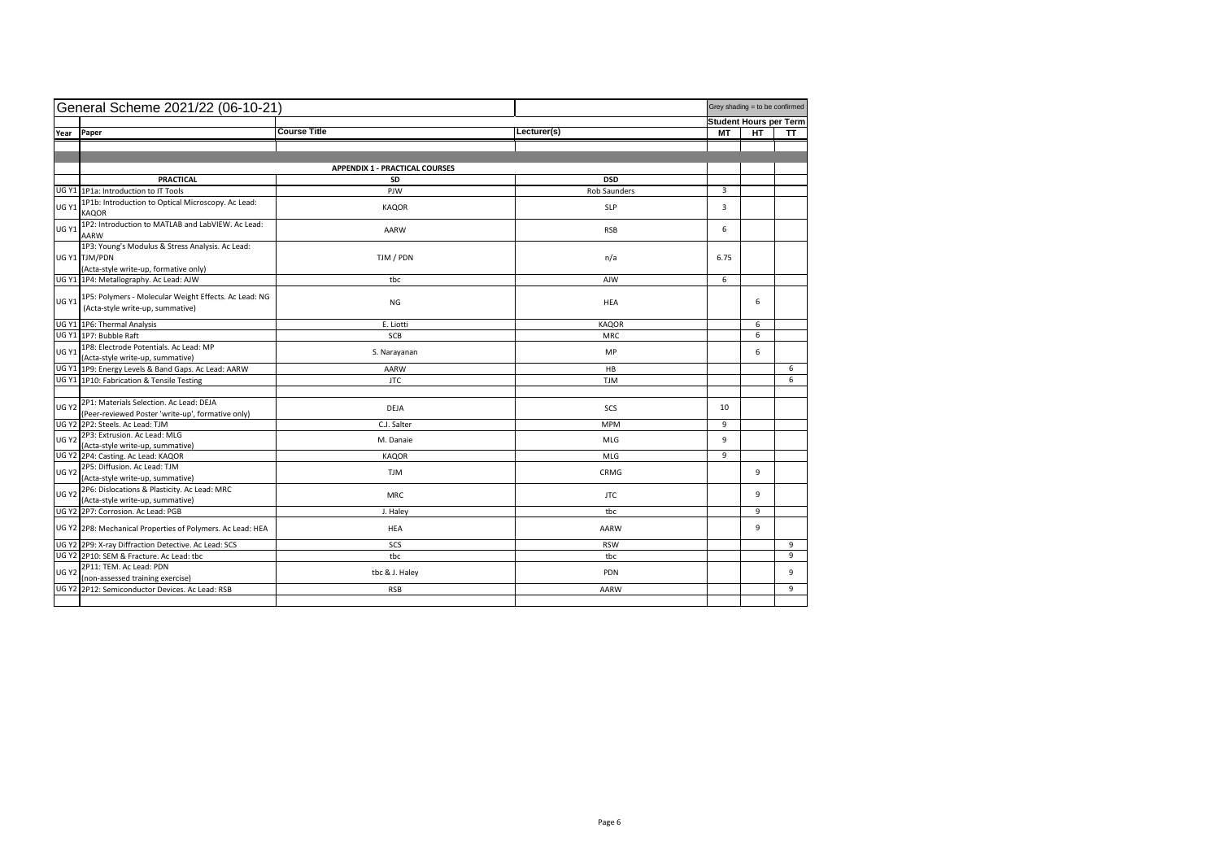# General Scheme 2021/22 (06-10-21)

Grey shading = to be confirmed

| Year | Paper | Course Title | Lecturer(s) | Student Hours per Term | | |
|---|---|---|---|---|---|---|
| | | | | MT | HT | TT |
| | | **APPENDIX 1 - PRACTICAL COURSES** | | | | |
| | **PRACTICAL** | **SD** | **DSD** | | | |
| UG Y1 | 1P1a: Introduction to IT Tools | PJW | Rob Saunders | 3 | | |
| UG Y1 | 1P1b: Introduction to Optical Microscopy. Ac Lead: KAQOR | KAQOR | SLP | 3 | | |
| UG Y1 | 1P2: Introduction to MATLAB and LabVIEW. Ac Lead: AARW | AARW | RSB | 6 | | |
| UG Y1 | 1P3: Young's Modulus & Stress Analysis. Ac Lead: TJM/PDN (Acta-style write-up, formative only) | TJM / PDN | n/a | 6.75 | | |
| UG Y1 | 1P4: Metallography. Ac Lead: AJW | tbc | AJW | 6 | | |
| UG Y1 | 1P5: Polymers - Molecular Weight Effects. Ac Lead: NG (Acta-style write-up, summative) | NG | HEA | | 6 | |
| UG Y1 | 1P6: Thermal Analysis | E. Liotti | KAQOR | | 6 | |
| UG Y1 | 1P7: Bubble Raft | SCB | MRC | | 6 | |
| UG Y1 | 1P8: Electrode Potentials. Ac Lead: MP (Acta-style write-up, summative) | S. Narayanan | MP | | 6 | |
| UG Y1 | 1P9: Energy Levels & Band Gaps. Ac Lead: AARW | AARW | HB | | | 6 |
| UG Y1 | 1P10: Fabrication & Tensile Testing | JTC | TJM | | | 6 |
| | | | | | | |
| UG Y2 | 2P1: Materials Selection. Ac Lead: DEJA (Peer-reviewed Poster 'write-up', formative only) | DEJA | SCS | 10 | | |
| UG Y2 | 2P2: Steels. Ac Lead: TJM | C.J. Salter | MPM | 9 | | |
| UG Y2 | 2P3: Extrusion. Ac Lead: MLG (Acta-style write-up, summative) | M. Danaie | MLG | 9 | | |
| UG Y2 | 2P4: Casting. Ac Lead: KAQOR | KAQOR | MLG | 9 | | |
| UG Y2 | 2P5: Diffusion. Ac Lead: TJM (Acta-style write-up, summative) | TJM | CRMG | | 9 | |
| UG Y2 | 2P6: Dislocations & Plasticity. Ac Lead: MRC (Acta-style write-up, summative) | MRC | JTC | | 9 | |
| UG Y2 | 2P7: Corrosion. Ac Lead: PGB | J. Haley | tbc | | 9 | |
| UG Y2 | 2P8: Mechanical Properties of Polymers. Ac Lead: HEA | HEA | AARW | | 9 | |
| UG Y2 | 2P9: X-ray Diffraction Detective. Ac Lead: SCS | SCS | RSW | | | 9 |
| UG Y2 | 2P10: SEM & Fracture. Ac Lead: tbc | tbc | tbc | | | 9 |
| UG Y2 | 2P11: TEM. Ac Lead: PDN (non-assessed training exercise) | tbc & J. Haley | PDN | | | 9 |
| UG Y2 | 2P12: Semiconductor Devices. Ac Lead: RSB | RSB | AARW | | | 9 |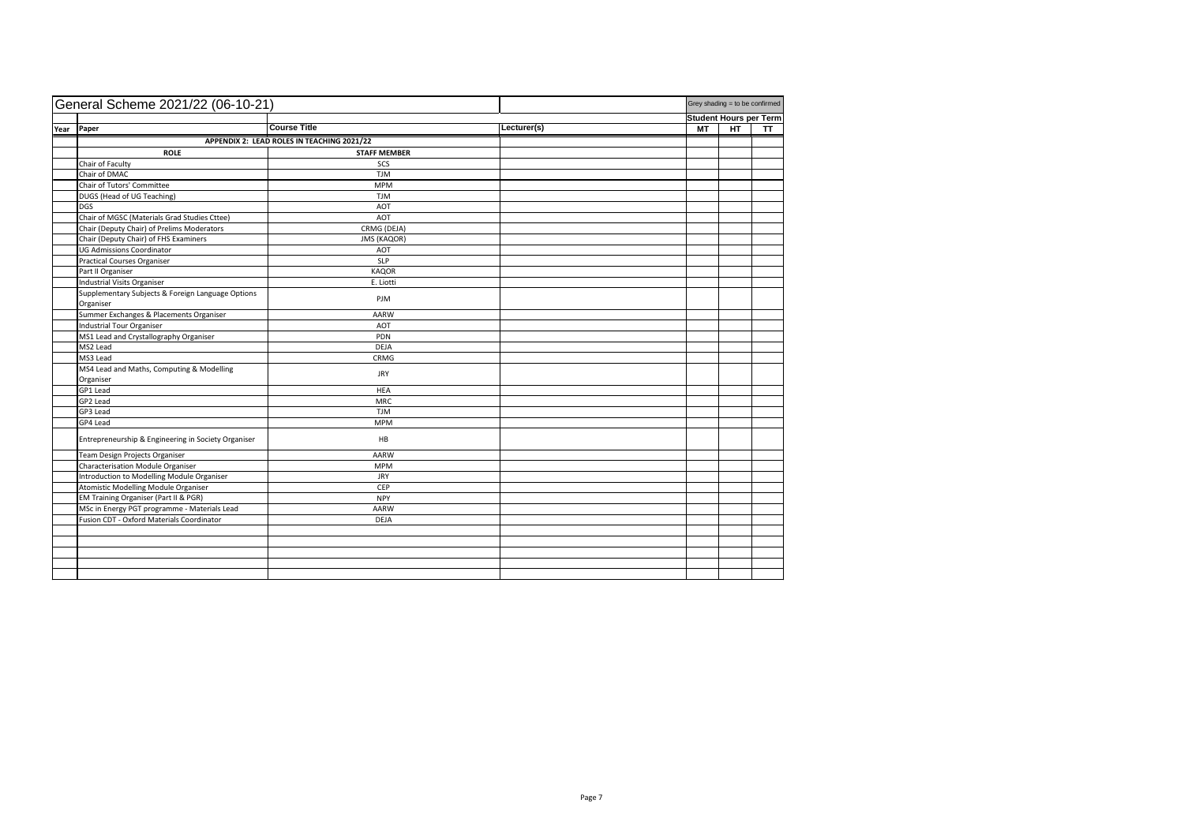# General Scheme 2021/22 (06-10-21)

Grey shading = to be confirmed

| Year | Paper | Course Title | Lecturer(s) | Student Hours per Term | | |
|---|---|---|---|---|---|---|
| | | | | MT | HT | TT |
| | | APPENDIX 2: LEAD ROLES IN TEACHING 2021/22 | | | | |
| | ROLE | STAFF MEMBER | | | | |
| | Chair of Faculty | SCS | | | | |
| | Chair of DMAC | TJM | | | | |
| | Chair of Tutors' Committee | MPM | | | | |
| | DUGS (Head of UG Teaching) | TJM | | | | |
| | DGS | AOT | | | | |
| | Chair of MGSC (Materials Grad Studies Cttee) | AOT | | | | |
| | Chair (Deputy Chair) of Prelims Moderators | CRMG (DEJA) | | | | |
| | Chair (Deputy Chair) of FHS Examiners | JMS (KAQOR) | | | | |
| | UG Admissions Coordinator | AOT | | | | |
| | Practical Courses Organiser | SLP | | | | |
| | Part II Organiser | KAQOR | | | | |
| | Industrial Visits Organiser | E. Liotti | | | | |
| | Supplementary Subjects & Foreign Language Options Organiser | PJM | | | | |
| | Summer Exchanges & Placements Organiser | AARW | | | | |
| | Industrial Tour Organiser | AOT | | | | |
| | MS1 Lead and Crystallography Organiser | PDN | | | | |
| | MS2 Lead | DEJA | | | | |
| | MS3 Lead | CRMG | | | | |
| | MS4 Lead and Maths, Computing & Modelling Organiser | JRY | | | | |
| | GP1 Lead | HEA | | | | |
| | GP2 Lead | MRC | | | | |
| | GP3 Lead | TJM | | | | |
| | GP4 Lead | MPM | | | | |
| | Entrepreneurship & Engineering in Society Organiser | HB | | | | |
| | Team Design Projects Organiser | AARW | | | | |
| | Characterisation Module Organiser | MPM | | | | |
| | Introduction to Modelling Module Organiser | JRY | | | | |
| | Atomistic Modelling Module Organiser | CEP | | | | |
| | EM Training Organiser (Part II & PGR) | NPY | | | | |
| | MSc in Energy PGT programme - Materials Lead | AARW | | | | |
| | Fusion CDT - Oxford Materials Coordinator | DEJA | | | | |